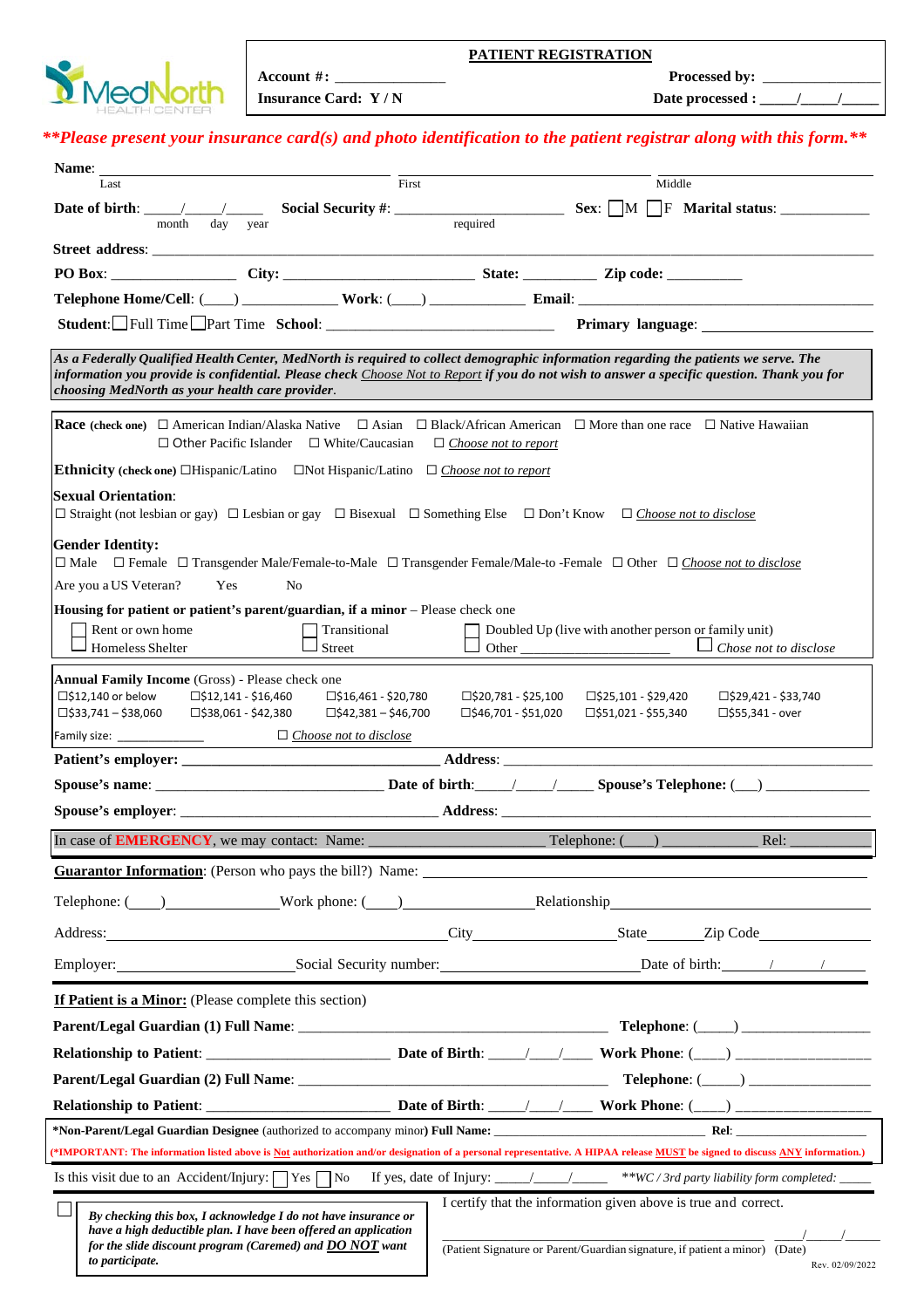MedNorth HEALTH CENTER

## PATIENT REGISTRATION

**Account #:** ______________ **Processed by:** _______________

**Insurance Card: Y / N** **Date processed :** _____/_____/_____

***\*\*Please present your insurance card(s) and photo identification to the patient registrar along with this form.\*\****

**Name:** ______________________ (Last) ______________________ (First) ______________________ (Middle)

**Date of birth:** _____/_____/_____ (month day year) **Social Security #:** ______________________ (required) **Sex:** ☐M ☐F **Marital status:** ____________

**Street address:** ____________________________________________

**PO Box:** ________________ **City:** __________________________ **State:** __________ **Zip code:** __________

**Telephone Home/Cell:** (____) ____________ **Work:** (____) ____________ **Email:** ______________________________

**Student:** ☐Full Time ☐Part Time **School:** ______________________________ **Primary language:** ________________

*As a Federally Qualified Health Center, MedNorth is required to collect demographic information regarding the patients we serve. The information you provide is confidential. Please check* ***Choose Not to Report*** *if you do not wish to answer a specific question. Thank you for choosing MedNorth as your health care provider.*

**Race (check one)** ☐ American Indian/Alaska Native ☐ Asian ☐ Black/African American ☐ More than one race ☐ Native Hawaiian ☐ Other Pacific Islander ☐ White/Caucasian ☐ *Choose not to report*

**Ethnicity (check one)** ☐Hispanic/Latino ☐Not Hispanic/Latino ☐ *Choose not to report*

**Sexual Orientation:**
☐ Straight (not lesbian or gay) ☐ Lesbian or gay ☐ Bisexual ☐ Something Else ☐ Don't Know ☐ *Choose not to disclose*

**Gender Identity:**
☐ Male ☐ Female ☐ Transgender Male/Female-to-Male ☐ Transgender Female/Male-to -Female ☐ Other ☐ *Choose not to disclose*

Are you a US Veteran? Yes No

**Housing for patient or patient's parent/guardian, if a minor** – Please check one
☐ Rent or own home ☐ Transitional ☐ Doubled Up (live with another person or family unit)
☐ Homeless Shelter ☐ Street ☐ Other ________________ ☐ *Chose not to disclose*

**Annual Family Income** (Gross) - Please check one

| | | | | | |
|---|---|---|---|---|---|
| ☐$12,140 or below | ☐$12,141 - $16,460 | ☐$16,461 - $20,780 | ☐$20,781 - $25,100 | ☐$25,101 - $29,420 | ☐$29,421 - $33,740 |
| ☐$33,741 – $38,060 | ☐$38,061 - $42,380 | ☐$42,381 – $46,700 | ☐$46,701 - $51,020 | ☐$51,021 - $55,340 | ☐$55,341 - over |

Family size: ____________ ☐ *Choose not to disclose*

**Patient's employer:** ______________________________ **Address:** ______________________________

**Spouse's name:** ____________________________ **Date of birth:** ____/____/____ **Spouse's Telephone:** (___) ____________

**Spouse's employer:** ______________________________ **Address:** ______________________________

In case of **EMERGENCY**, we may contact: Name: ______________________ Telephone: (___) ____________ Rel: ________

**Guarantor Information**: (Person who pays the bill?) Name: ______________________________

Telephone: (____)______________Work phone: (____)______________Relationship______________________

Address:__________________________________City________________State_______Zip Code___________

Employer:______________________Social Security number:______________________Date of birth:______/______/______

**If Patient is a Minor:** (Please complete this section)

**Parent/Legal Guardian (1) Full Name:** ______________________________ **Telephone:** (_____) ______________

**Relationship to Patient:** ______________________ **Date of Birth:** ____/___/____ **Work Phone:** (____) ______________

**Parent/Legal Guardian (2) Full Name:** ______________________________ **Telephone:** (_____) ______________

**Relationship to Patient:** ______________________ **Date of Birth:** ____/___/____ **Work Phone:** (____) ______________

**\*Non-Parent/Legal Guardian Designee** (authorized to accompany minor) **Full Name:** ______________________________ **Rel:** ____________

**(\*IMPORTANT: The information listed above is Not authorization and/or designation of a personal representative. A HIPAA release MUST be signed to discuss ANY information.)**

Is this visit due to an Accident/Injury: ☐ Yes ☐ No If yes, date of Injury: _____/_____/_____ *\*\*WC / 3rd party liability form completed:* _____

☐ ***By checking this box, I acknowledge I do not have insurance or have a high deductible plan. I have been offered an application for the slide discount program (Caremed) and DO NOT want to participate.***

I certify that the information given above is true and correct.

______________________________________ _____/_____/_____
(Patient Signature or Parent/Guardian signature, if patient a minor) (Date)

Rev. 02/09/2022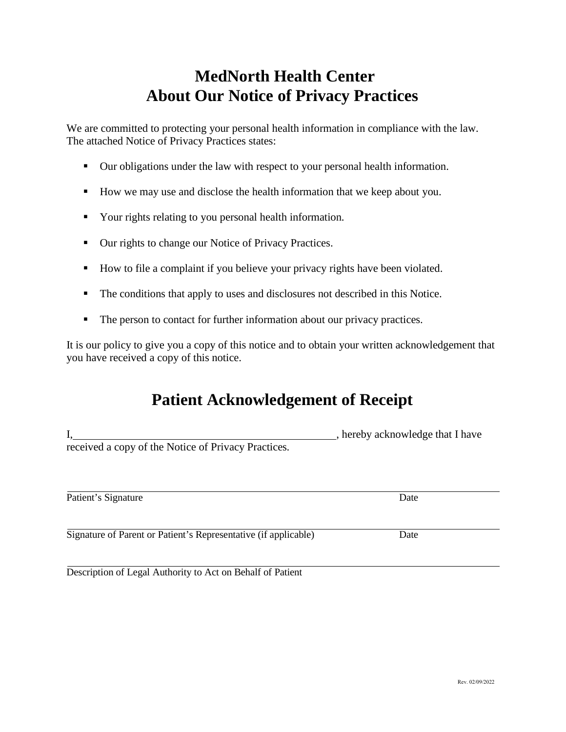# MedNorth Health Center
# About Our Notice of Privacy Practices

We are committed to protecting your personal health information in compliance with the law. The attached Notice of Privacy Practices states:

- Our obligations under the law with respect to your personal health information.
- How we may use and disclose the health information that we keep about you.
- Your rights relating to you personal health information.
- Our rights to change our Notice of Privacy Practices.
- How to file a complaint if you believe your privacy rights have been violated.
- The conditions that apply to uses and disclosures not described in this Notice.
- The person to contact for further information about our privacy practices.

It is our policy to give you a copy of this notice and to obtain your written acknowledgement that you have received a copy of this notice.

## Patient Acknowledgement of Receipt

I,\_\_\_\_\_\_\_\_\_\_\_\_\_\_\_\_\_\_\_\_\_\_\_\_\_\_\_\_\_\_\_\_\_\_\_\_\_\_\_\_\_\_\_\_\_\_\_\_, hereby acknowledge that I have received a copy of the Notice of Privacy Practices.

\_\_\_\_\_\_\_\_\_\_\_\_\_\_\_\_\_\_\_\_\_\_\_\_\_\_\_\_\_\_\_\_\_\_\_\_\_\_\_\_\_\_\_\_\_\_\_\_\_\_\_\_\_\_\_\_\_\_\_\_\_\_\_\_\_\_\_\_\_\_\_\_\_\_\_\_\_\_

Patient's Signature                                                                                     Date

\_\_\_\_\_\_\_\_\_\_\_\_\_\_\_\_\_\_\_\_\_\_\_\_\_\_\_\_\_\_\_\_\_\_\_\_\_\_\_\_\_\_\_\_\_\_\_\_\_\_\_\_\_\_\_\_\_\_\_\_\_\_\_\_\_\_\_\_\_\_\_\_\_\_\_\_\_\_

Signature of Parent or Patient's Representative (if applicable)                    Date

\_\_\_\_\_\_\_\_\_\_\_\_\_\_\_\_\_\_\_\_\_\_\_\_\_\_\_\_\_\_\_\_\_\_\_\_\_\_\_\_\_\_\_\_\_\_\_\_\_\_\_\_\_\_\_\_\_\_\_\_\_\_\_\_\_\_\_\_\_\_\_\_\_\_\_\_\_\_

Description of Legal Authority to Act on Behalf of Patient

Rev. 02/09/2022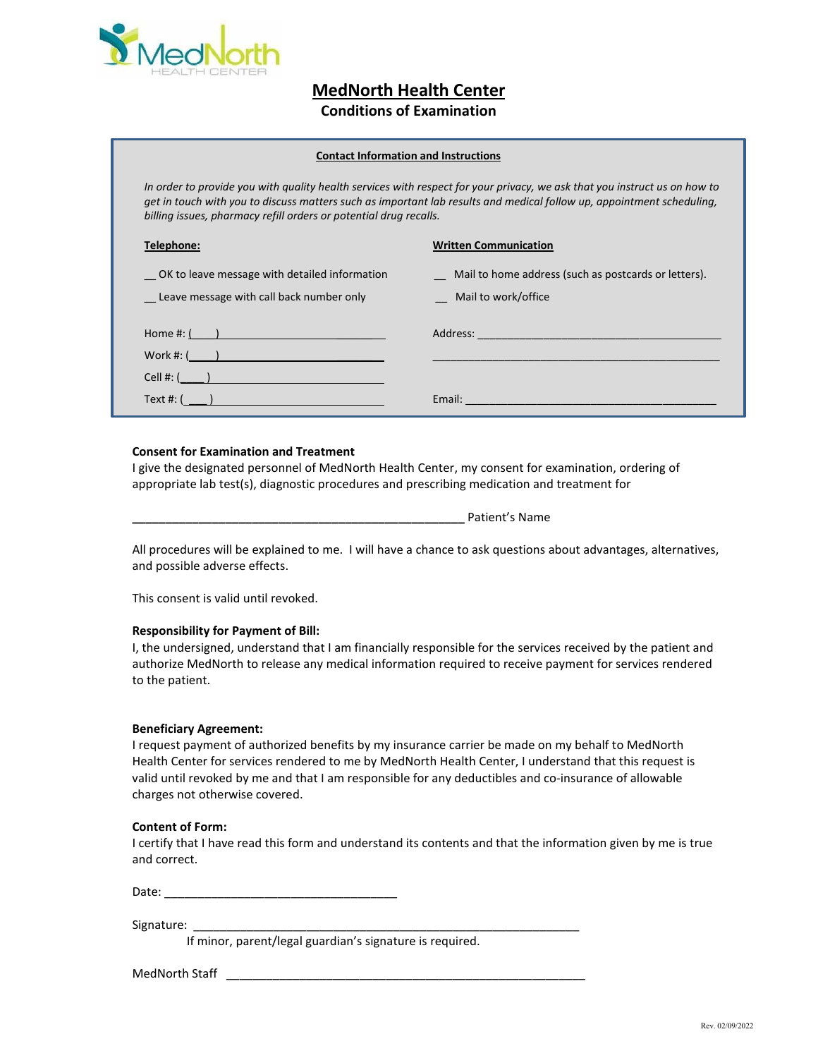# MedNorth Health Center

## Conditions of Examination

**Contact Information and Instructions**

*In order to provide you with quality health services with respect for your privacy, we ask that you instruct us on how to get in touch with you to discuss matters such as important lab results and medical follow up, appointment scheduling, billing issues, pharmacy refill orders or potential drug recalls.*

**Telephone:**

__ OK to leave message with detailed information

__ Leave message with call back number only

Home #: (____) ______________________________

Work #: (____) ______________________________

Cell #: (____) ______________________________

Text #: (____) ______________________________

**Written Communication**

__ Mail to home address (such as postcards or letters).

__ Mail to work/office

Address: ________________________________________

________________________________________________

Email: __________________________________________

**Consent for Examination and Treatment**

I give the designated personnel of MedNorth Health Center, my consent for examination, ordering of appropriate lab test(s), diagnostic procedures and prescribing medication and treatment for

__________________________________________________ Patient's Name

All procedures will be explained to me. I will have a chance to ask questions about advantages, alternatives, and possible adverse effects.

This consent is valid until revoked.

**Responsibility for Payment of Bill:**

I, the undersigned, understand that I am financially responsible for the services received by the patient and authorize MedNorth to release any medical information required to receive payment for services rendered to the patient.

**Beneficiary Agreement:**

I request payment of authorized benefits by my insurance carrier be made on my behalf to MedNorth Health Center for services rendered to me by MedNorth Health Center, I understand that this request is valid until revoked by me and that I am responsible for any deductibles and co-insurance of allowable charges not otherwise covered.

**Content of Form:**

I certify that I have read this form and understand its contents and that the information given by me is true and correct.

Date: ___________________________________

Signature: ______________________________________________________________

If minor, parent/legal guardian's signature is required.

MedNorth Staff ________________________________________________________

Rev. 02/09/2022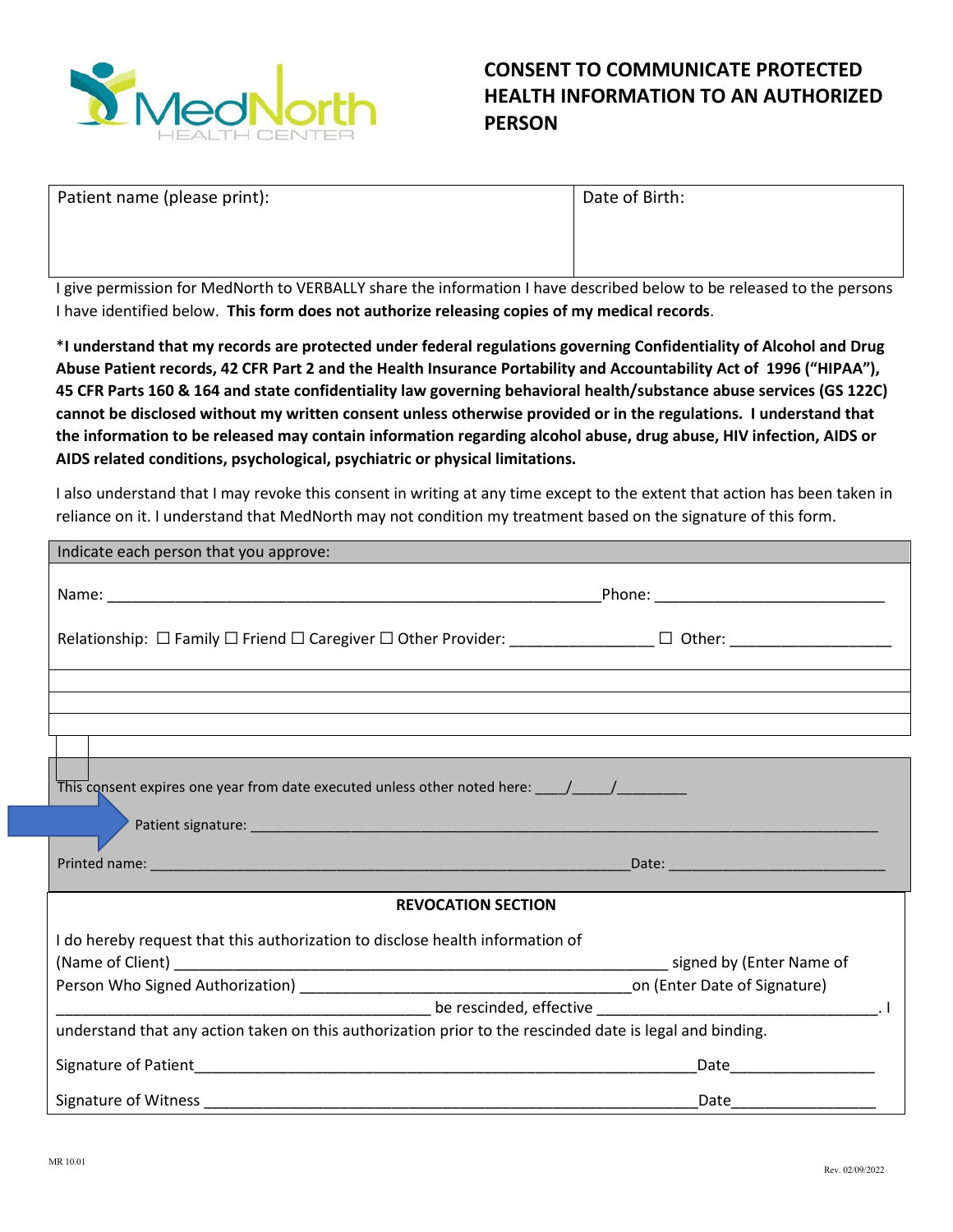MedNorth HEALTH CENTER

# CONSENT TO COMMUNICATE PROTECTED HEALTH INFORMATION TO AN AUTHORIZED PERSON

| Patient name (please print): | Date of Birth: |
|---|---|
| | |

I give permission for MedNorth to VERBALLY share the information I have described below to be released to the persons I have identified below. **This form does not authorize releasing copies of my medical records**.

***I understand that my records are protected under federal regulations governing Confidentiality of Alcohol and Drug Abuse Patient records, 42 CFR Part 2 and the Health Insurance Portability and Accountability Act of 1996 ("HIPAA"), 45 CFR Parts 160 & 164 and state confidentiality law governing behavioral health/substance abuse services (GS 122C) cannot be disclosed without my written consent unless otherwise provided or in the regulations. I understand that the information to be released may contain information regarding alcohol abuse, drug abuse, HIV infection, AIDS or AIDS related conditions, psychological, psychiatric or physical limitations.**

I also understand that I may revoke this consent in writing at any time except to the extent that action has been taken in reliance on it. I understand that MedNorth may not condition my treatment based on the signature of this form.

Indicate each person that you approve:

Name: ____________________________________________________________Phone: ___________________________

Relationship: ☐ Family ☐ Friend ☐ Caregiver ☐ Other Provider: _________________ ☐ Other: ___________________

This consent expires one year from date executed unless other noted here: ____/_____/_________

Patient signature: ___________________________________________________________________________________

Printed name: ___________________________________________________________Date: ___________________________

**REVOCATION SECTION**

I do hereby request that this authorization to disclose health information of (Name of Client) _____________________________________________________________ signed by (Enter Name of Person Who Signed Authorization) _________________________________________on (Enter Date of Signature) _____________________________________________ be rescinded, effective ___________________________________. I understand that any action taken on this authorization prior to the rescinded date is legal and binding.

Signature of Patient______________________________________________________________Date_________________

Signature of Witness ______________________________________________________________Date_________________

MR 10.01

Rev. 02/09/2022